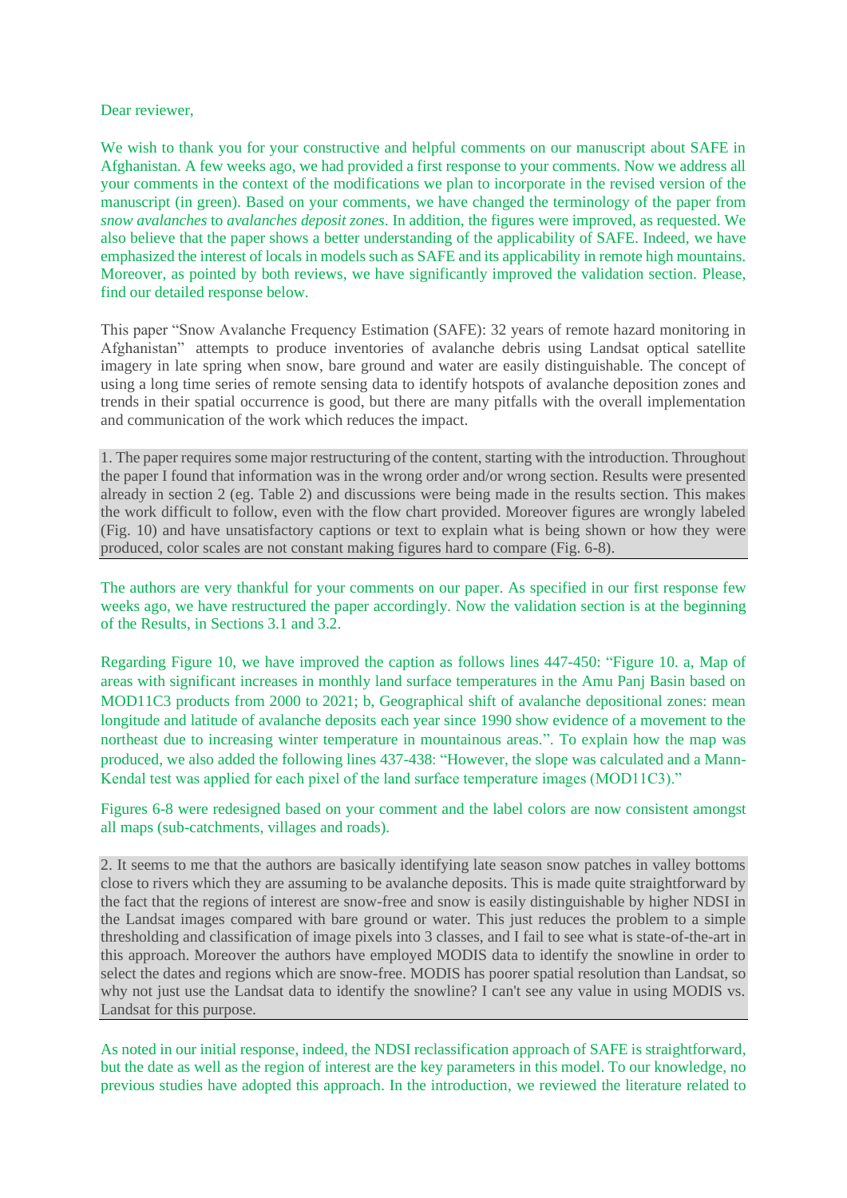Dear reviewer,

We wish to thank you for your constructive and helpful comments on our manuscript about SAFE in Afghanistan. A few weeks ago, we had provided a first response to your comments. Now we address all your comments in the context of the modifications we plan to incorporate in the revised version of the manuscript (in green). Based on your comments, we have changed the terminology of the paper from *snow avalanches* to *avalanches deposit zones*. In addition, the figures were improved, as requested. We also believe that the paper shows a better understanding of the applicability of SAFE. Indeed, we have emphasized the interest of locals in models such as SAFE and its applicability in remote high mountains. Moreover, as pointed by both reviews, we have significantly improved the validation section. Please, find our detailed response below.

This paper "Snow Avalanche Frequency Estimation (SAFE): 32 years of remote hazard monitoring in Afghanistan" attempts to produce inventories of avalanche debris using Landsat optical satellite imagery in late spring when snow, bare ground and water are easily distinguishable. The concept of using a long time series of remote sensing data to identify hotspots of avalanche deposition zones and trends in their spatial occurrence is good, but there are many pitfalls with the overall implementation and communication of the work which reduces the impact.

1. The paper requires some major restructuring of the content, starting with the introduction. Throughout the paper I found that information was in the wrong order and/or wrong section. Results were presented already in section 2 (eg. Table 2) and discussions were being made in the results section. This makes the work difficult to follow, even with the flow chart provided. Moreover figures are wrongly labeled (Fig. 10) and have unsatisfactory captions or text to explain what is being shown or how they were produced, color scales are not constant making figures hard to compare (Fig. 6-8).

The authors are very thankful for your comments on our paper. As specified in our first response few weeks ago, we have restructured the paper accordingly. Now the validation section is at the beginning of the Results, in Sections 3.1 and 3.2.

Regarding Figure 10, we have improved the caption as follows lines 447-450: "Figure 10. a, Map of areas with significant increases in monthly land surface temperatures in the Amu Panj Basin based on MOD11C3 products from 2000 to 2021; b, Geographical shift of avalanche depositional zones: mean longitude and latitude of avalanche deposits each year since 1990 show evidence of a movement to the northeast due to increasing winter temperature in mountainous areas.". To explain how the map was produced, we also added the following lines 437-438: "However, the slope was calculated and a Mann-Kendal test was applied for each pixel of the land surface temperature images (MOD11C3)."

Figures 6-8 were redesigned based on your comment and the label colors are now consistent amongst all maps (sub-catchments, villages and roads).

2. It seems to me that the authors are basically identifying late season snow patches in valley bottoms close to rivers which they are assuming to be avalanche deposits. This is made quite straightforward by the fact that the regions of interest are snow-free and snow is easily distinguishable by higher NDSI in the Landsat images compared with bare ground or water. This just reduces the problem to a simple thresholding and classification of image pixels into 3 classes, and I fail to see what is state-of-the-art in this approach. Moreover the authors have employed MODIS data to identify the snowline in order to select the dates and regions which are snow-free. MODIS has poorer spatial resolution than Landsat, so why not just use the Landsat data to identify the snowline? I can't see any value in using MODIS vs. Landsat for this purpose.

As noted in our initial response, indeed, the NDSI reclassification approach of SAFE is straightforward, but the date as well as the region of interest are the key parameters in this model. To our knowledge, no previous studies have adopted this approach. In the introduction, we reviewed the literature related to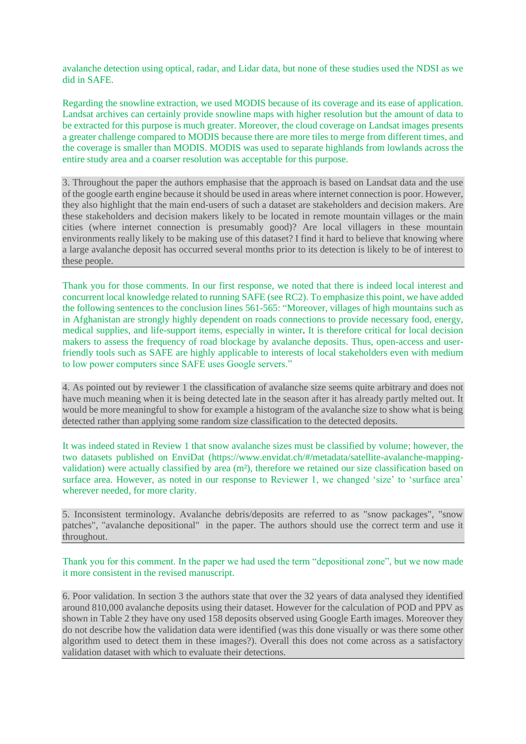avalanche detection using optical, radar, and Lidar data, but none of these studies used the NDSI as we did in SAFE.

Regarding the snowline extraction, we used MODIS because of its coverage and its ease of application. Landsat archives can certainly provide snowline maps with higher resolution but the amount of data to be extracted for this purpose is much greater. Moreover, the cloud coverage on Landsat images presents a greater challenge compared to MODIS because there are more tiles to merge from different times, and the coverage is smaller than MODIS. MODIS was used to separate highlands from lowlands across the entire study area and a coarser resolution was acceptable for this purpose.

3. Throughout the paper the authors emphasise that the approach is based on Landsat data and the use of the google earth engine because it should be used in areas where internet connection is poor. However, they also highlight that the main end-users of such a dataset are stakeholders and decision makers. Are these stakeholders and decision makers likely to be located in remote mountain villages or the main cities (where internet connection is presumably good)? Are local villagers in these mountain environments really likely to be making use of this dataset? I find it hard to believe that knowing where a large avalanche deposit has occurred several months prior to its detection is likely to be of interest to these people.

Thank you for those comments. In our first response, we noted that there is indeed local interest and concurrent local knowledge related to running SAFE (see RC2). To emphasize this point, we have added the following sentences to the conclusion lines 561-565: "Moreover, villages of high mountains such as in Afghanistan are strongly highly dependent on roads connections to provide necessary food, energy, medical supplies, and life-support items, especially in winter. It is therefore critical for local decision makers to assess the frequency of road blockage by avalanche deposits. Thus, open-access and user-friendly tools such as SAFE are highly applicable to interests of local stakeholders even with medium to low power computers since SAFE uses Google servers."

4. As pointed out by reviewer 1 the classification of avalanche size seems quite arbitrary and does not have much meaning when it is being detected late in the season after it has already partly melted out. It would be more meaningful to show for example a histogram of the avalanche size to show what is being detected rather than applying some random size classification to the detected deposits.

It was indeed stated in Review 1 that snow avalanche sizes must be classified by volume; however, the two datasets published on EnviDat (https://www.envidat.ch/#/metadata/satellite-avalanche-mapping-validation) were actually classified by area (m²), therefore we retained our size classification based on surface area. However, as noted in our response to Reviewer 1, we changed 'size' to 'surface area' wherever needed, for more clarity.

5. Inconsistent terminology. Avalanche debris/deposits are referred to as "snow packages", "snow patches", "avalanche depositional" in the paper. The authors should use the correct term and use it throughout.

Thank you for this comment. In the paper we had used the term "depositional zone", but we now made it more consistent in the revised manuscript.

6. Poor validation. In section 3 the authors state that over the 32 years of data analysed they identified around 810,000 avalanche deposits using their dataset. However for the calculation of POD and PPV as shown in Table 2 they have ony used 158 deposits observed using Google Earth images. Moreover they do not describe how the validation data were identified (was this done visually or was there some other algorithm used to detect them in these images?). Overall this does not come across as a satisfactory validation dataset with which to evaluate their detections.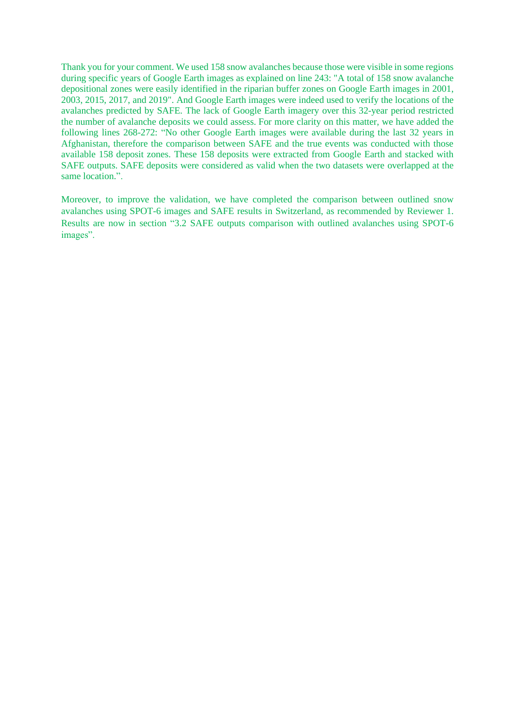Thank you for your comment. We used 158 snow avalanches because those were visible in some regions during specific years of Google Earth images as explained on line 243: "A total of 158 snow avalanche depositional zones were easily identified in the riparian buffer zones on Google Earth images in 2001, 2003, 2015, 2017, and 2019". And Google Earth images were indeed used to verify the locations of the avalanches predicted by SAFE. The lack of Google Earth imagery over this 32-year period restricted the number of avalanche deposits we could assess. For more clarity on this matter, we have added the following lines 268-272: "No other Google Earth images were available during the last 32 years in Afghanistan, therefore the comparison between SAFE and the true events was conducted with those available 158 deposit zones. These 158 deposits were extracted from Google Earth and stacked with SAFE outputs. SAFE deposits were considered as valid when the two datasets were overlapped at the same location.".

Moreover, to improve the validation, we have completed the comparison between outlined snow avalanches using SPOT-6 images and SAFE results in Switzerland, as recommended by Reviewer 1. Results are now in section "3.2 SAFE outputs comparison with outlined avalanches using SPOT-6 images".